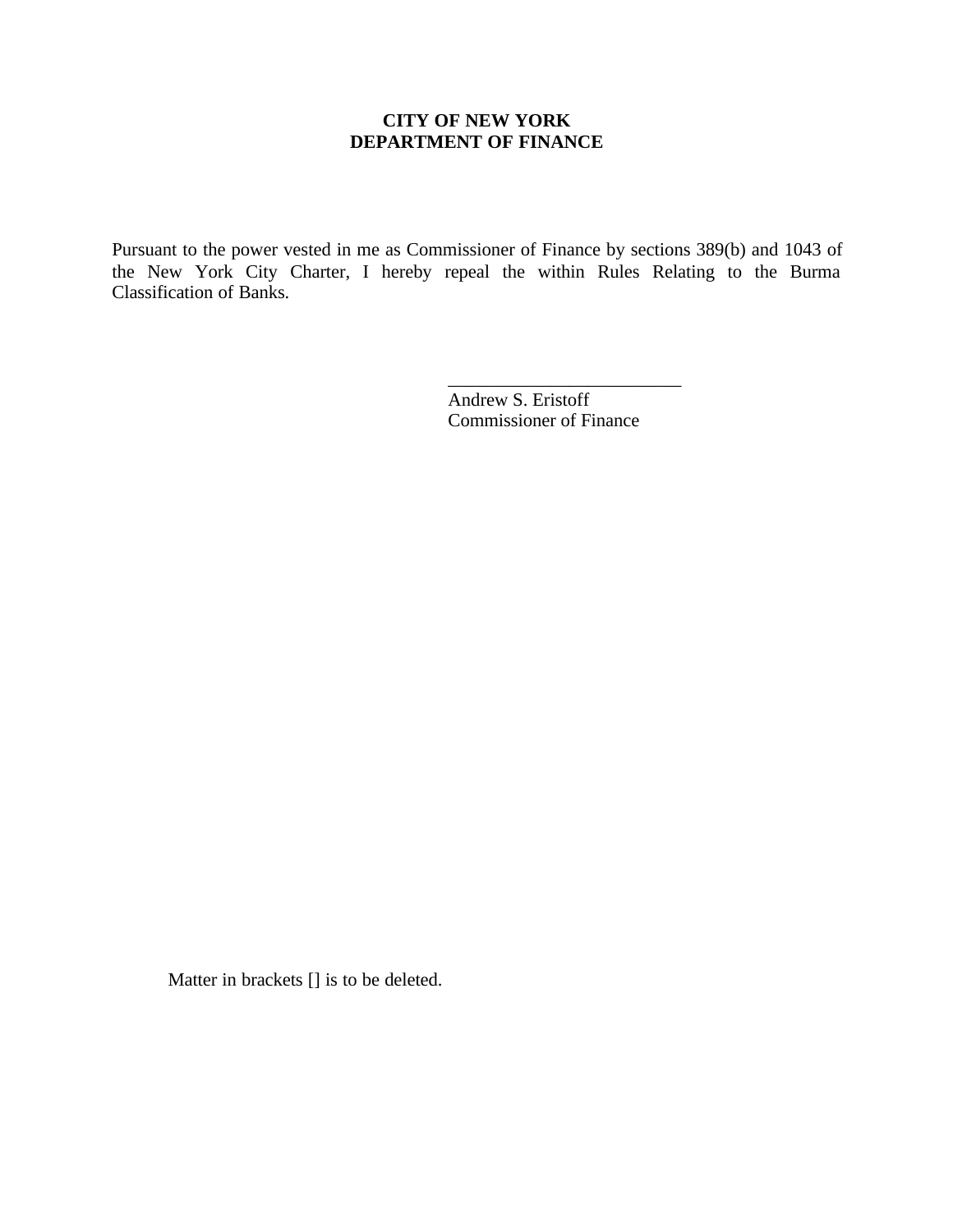**CITY OF NEW YORK**
**DEPARTMENT OF FINANCE**

Pursuant to the power vested in me as Commissioner of Finance by sections 389(b) and 1043 of the New York City Charter, I hereby repeal the within Rules Relating to the Burma Classification of Banks.

\_\_\_\_\_\_\_\_\_\_\_\_\_\_\_\_\_\_\_\_\_\_\_\_\_\_
Andrew S. Eristoff
Commissioner of Finance

Matter in brackets [] is to be deleted.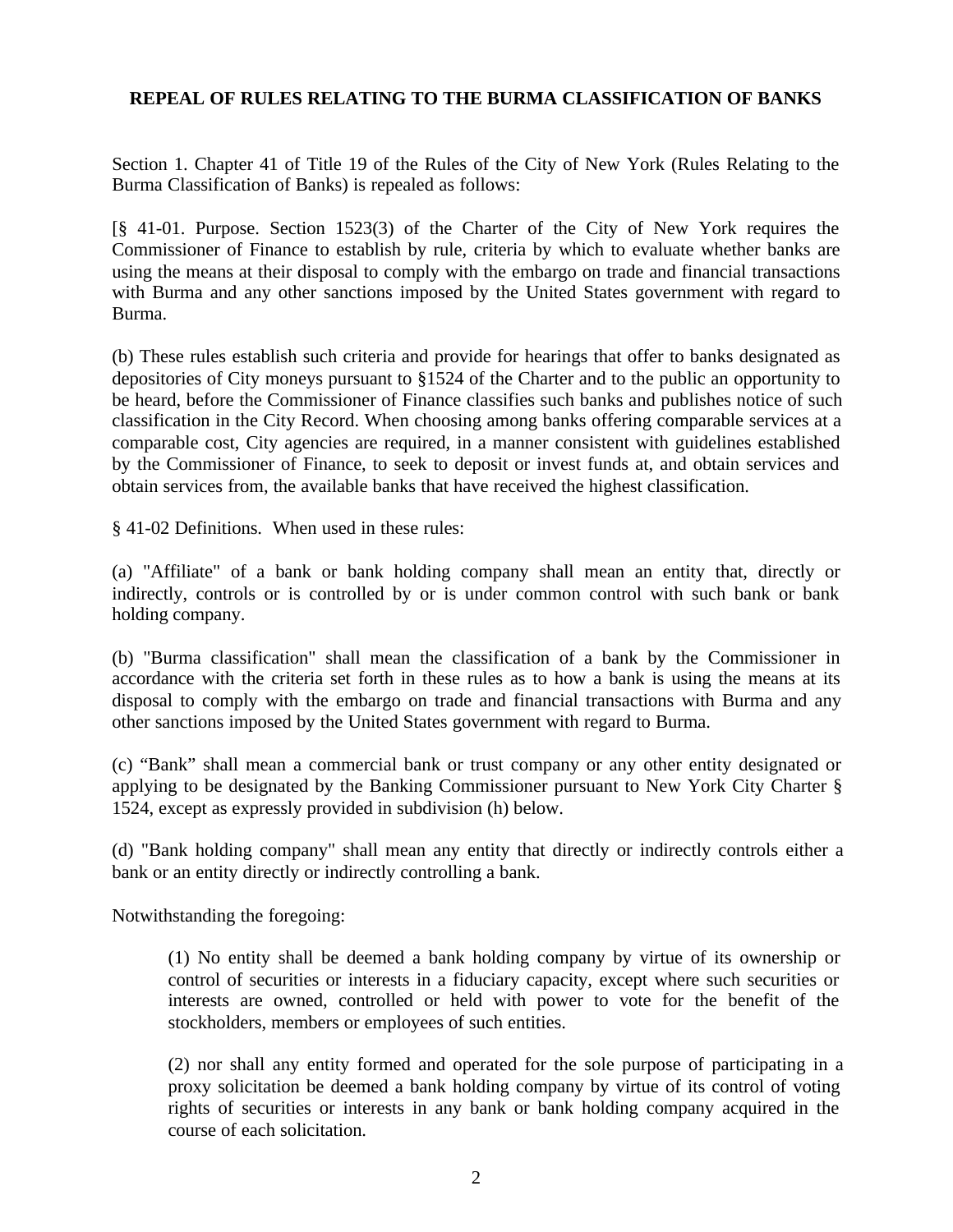**REPEAL OF RULES RELATING TO THE BURMA CLASSIFICATION OF BANKS**

Section 1. Chapter 41 of Title 19 of the Rules of the City of New York (Rules Relating to the Burma Classification of Banks) is repealed as follows:

[§ 41-01. Purpose. Section 1523(3) of the Charter of the City of New York requires the Commissioner of Finance to establish by rule, criteria by which to evaluate whether banks are using the means at their disposal to comply with the embargo on trade and financial transactions with Burma and any other sanctions imposed by the United States government with regard to Burma.

(b) These rules establish such criteria and provide for hearings that offer to banks designated as depositories of City moneys pursuant to §1524 of the Charter and to the public an opportunity to be heard, before the Commissioner of Finance classifies such banks and publishes notice of such classification in the City Record. When choosing among banks offering comparable services at a comparable cost, City agencies are required, in a manner consistent with guidelines established by the Commissioner of Finance, to seek to deposit or invest funds at, and obtain services and obtain services from, the available banks that have received the highest classification.

§ 41-02 Definitions. When used in these rules:

(a) "Affiliate" of a bank or bank holding company shall mean an entity that, directly or indirectly, controls or is controlled by or is under common control with such bank or bank holding company.

(b) "Burma classification" shall mean the classification of a bank by the Commissioner in accordance with the criteria set forth in these rules as to how a bank is using the means at its disposal to comply with the embargo on trade and financial transactions with Burma and any other sanctions imposed by the United States government with regard to Burma.

(c) "Bank" shall mean a commercial bank or trust company or any other entity designated or applying to be designated by the Banking Commissioner pursuant to New York City Charter § 1524, except as expressly provided in subdivision (h) below.

(d) "Bank holding company" shall mean any entity that directly or indirectly controls either a bank or an entity directly or indirectly controlling a bank.

Notwithstanding the foregoing:

> (1) No entity shall be deemed a bank holding company by virtue of its ownership or control of securities or interests in a fiduciary capacity, except where such securities or interests are owned, controlled or held with power to vote for the benefit of the stockholders, members or employees of such entities.
>
> (2) nor shall any entity formed and operated for the sole purpose of participating in a proxy solicitation be deemed a bank holding company by virtue of its control of voting rights of securities or interests in any bank or bank holding company acquired in the course of each solicitation.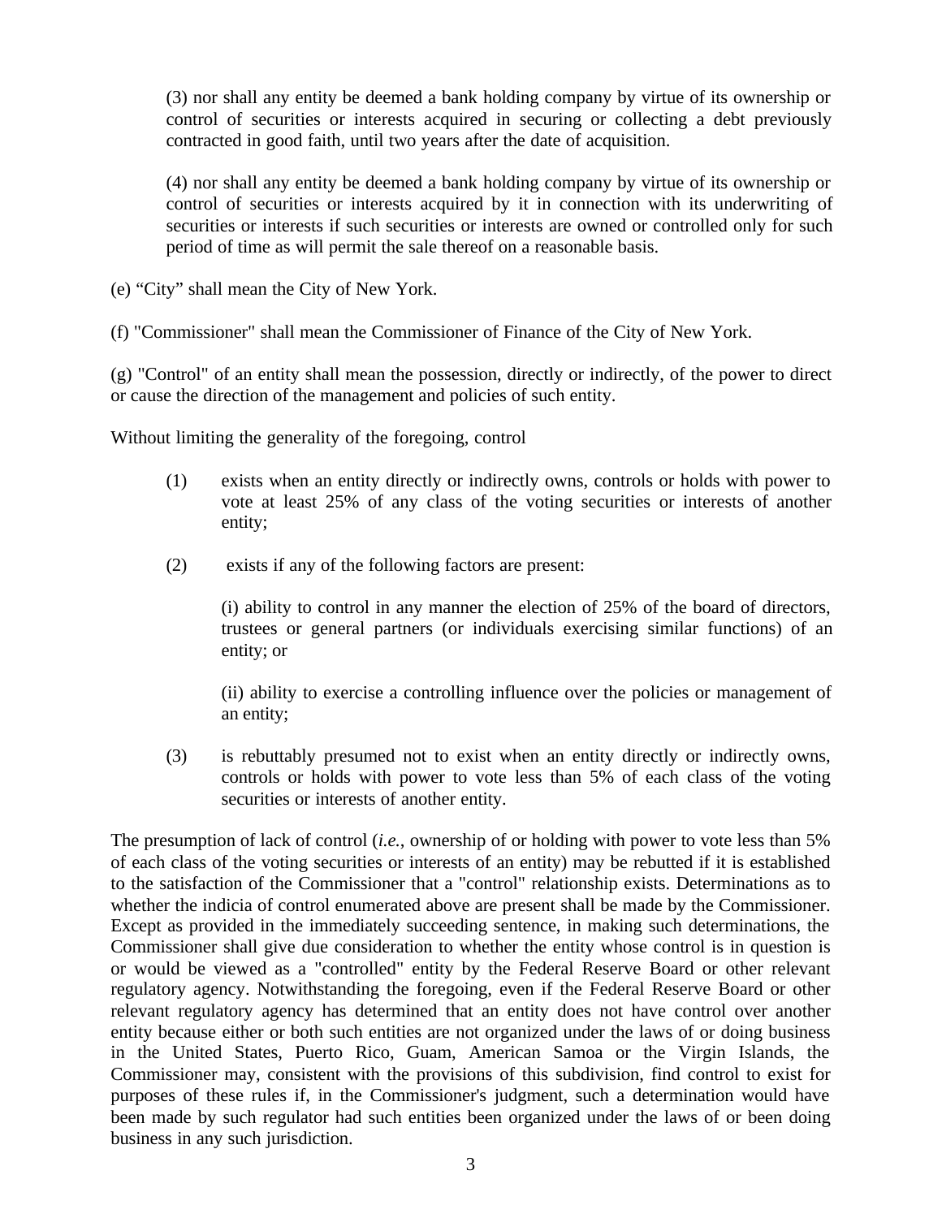(3) nor shall any entity be deemed a bank holding company by virtue of its ownership or control of securities or interests acquired in securing or collecting a debt previously contracted in good faith, until two years after the date of acquisition.

(4) nor shall any entity be deemed a bank holding company by virtue of its ownership or control of securities or interests acquired by it in connection with its underwriting of securities or interests if such securities or interests are owned or controlled only for such period of time as will permit the sale thereof on a reasonable basis.

(e) "City" shall mean the City of New York.

(f) "Commissioner" shall mean the Commissioner of Finance of the City of New York.

(g) "Control" of an entity shall mean the possession, directly or indirectly, of the power to direct or cause the direction of the management and policies of such entity.

Without limiting the generality of the foregoing, control

(1) exists when an entity directly or indirectly owns, controls or holds with power to vote at least 25% of any class of the voting securities or interests of another entity;

(2) exists if any of the following factors are present:

(i) ability to control in any manner the election of 25% of the board of directors, trustees or general partners (or individuals exercising similar functions) of an entity; or

(ii) ability to exercise a controlling influence over the policies or management of an entity;

(3) is rebuttably presumed not to exist when an entity directly or indirectly owns, controls or holds with power to vote less than 5% of each class of the voting securities or interests of another entity.

The presumption of lack of control (*i.e.*, ownership of or holding with power to vote less than 5% of each class of the voting securities or interests of an entity) may be rebutted if it is established to the satisfaction of the Commissioner that a "control" relationship exists. Determinations as to whether the indicia of control enumerated above are present shall be made by the Commissioner. Except as provided in the immediately succeeding sentence, in making such determinations, the Commissioner shall give due consideration to whether the entity whose control is in question is or would be viewed as a "controlled" entity by the Federal Reserve Board or other relevant regulatory agency. Notwithstanding the foregoing, even if the Federal Reserve Board or other relevant regulatory agency has determined that an entity does not have control over another entity because either or both such entities are not organized under the laws of or doing business in the United States, Puerto Rico, Guam, American Samoa or the Virgin Islands, the Commissioner may, consistent with the provisions of this subdivision, find control to exist for purposes of these rules if, in the Commissioner's judgment, such a determination would have been made by such regulator had such entities been organized under the laws of or been doing business in any such jurisdiction.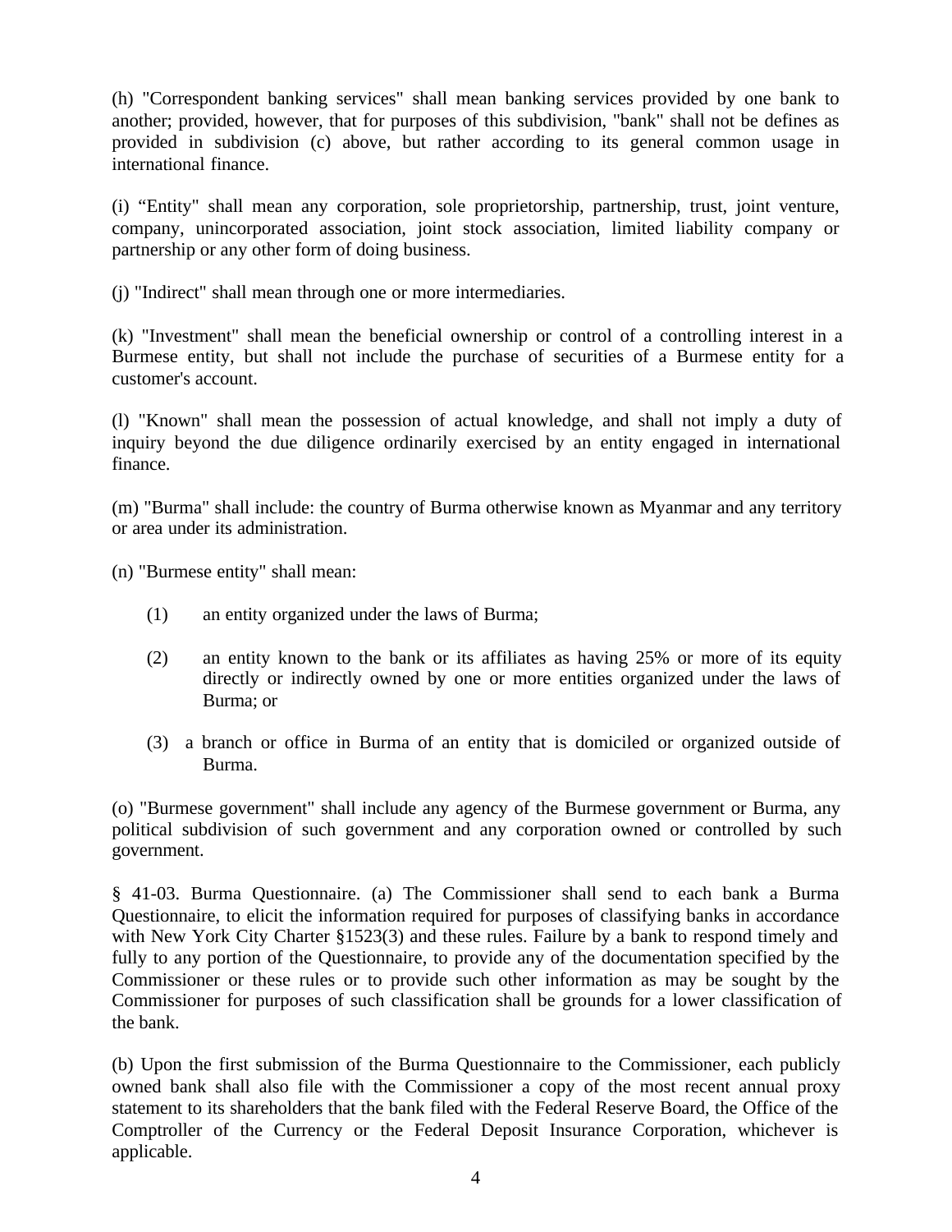(h) "Correspondent banking services" shall mean banking services provided by one bank to another; provided, however, that for purposes of this subdivision, "bank" shall not be defines as provided in subdivision (c) above, but rather according to its general common usage in international finance.

(i) "Entity" shall mean any corporation, sole proprietorship, partnership, trust, joint venture, company, unincorporated association, joint stock association, limited liability company or partnership or any other form of doing business.

(j) "Indirect" shall mean through one or more intermediaries.

(k) "Investment" shall mean the beneficial ownership or control of a controlling interest in a Burmese entity, but shall not include the purchase of securities of a Burmese entity for a customer's account.

(l) "Known" shall mean the possession of actual knowledge, and shall not imply a duty of inquiry beyond the due diligence ordinarily exercised by an entity engaged in international finance.

(m) "Burma" shall include: the country of Burma otherwise known as Myanmar and any territory or area under its administration.

(n) "Burmese entity" shall mean:

(1) an entity organized under the laws of Burma;

(2) an entity known to the bank or its affiliates as having 25% or more of its equity directly or indirectly owned by one or more entities organized under the laws of Burma; or

(3) a branch or office in Burma of an entity that is domiciled or organized outside of Burma.

(o) "Burmese government" shall include any agency of the Burmese government or Burma, any political subdivision of such government and any corporation owned or controlled by such government.

§ 41-03. Burma Questionnaire. (a) The Commissioner shall send to each bank a Burma Questionnaire, to elicit the information required for purposes of classifying banks in accordance with New York City Charter §1523(3) and these rules. Failure by a bank to respond timely and fully to any portion of the Questionnaire, to provide any of the documentation specified by the Commissioner or these rules or to provide such other information as may be sought by the Commissioner for purposes of such classification shall be grounds for a lower classification of the bank.

(b) Upon the first submission of the Burma Questionnaire to the Commissioner, each publicly owned bank shall also file with the Commissioner a copy of the most recent annual proxy statement to its shareholders that the bank filed with the Federal Reserve Board, the Office of the Comptroller of the Currency or the Federal Deposit Insurance Corporation, whichever is applicable.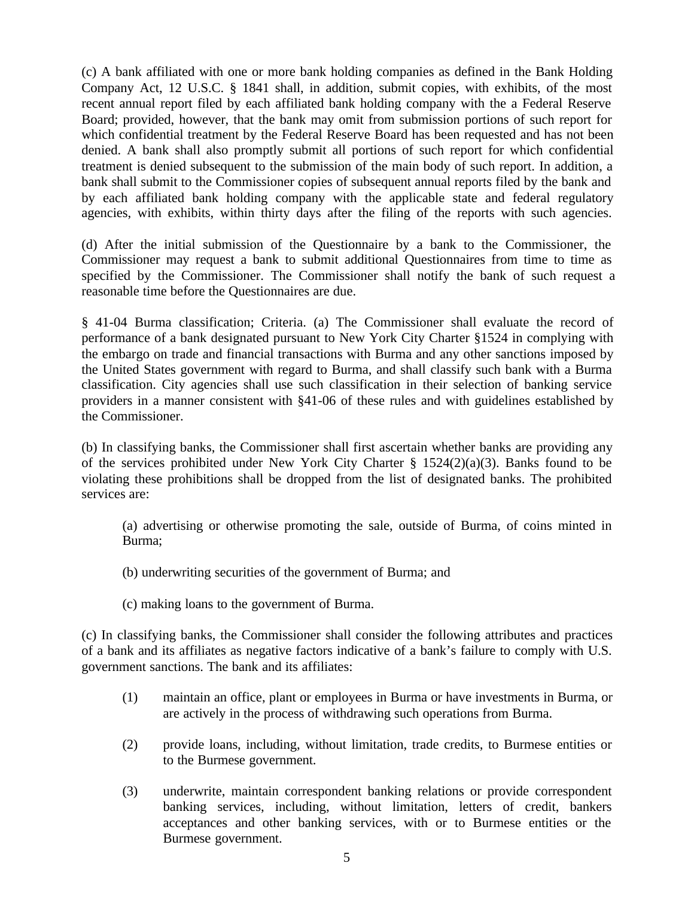(c) A bank affiliated with one or more bank holding companies as defined in the Bank Holding Company Act, 12 U.S.C. § 1841 shall, in addition, submit copies, with exhibits, of the most recent annual report filed by each affiliated bank holding company with the a Federal Reserve Board; provided, however, that the bank may omit from submission portions of such report for which confidential treatment by the Federal Reserve Board has been requested and has not been denied. A bank shall also promptly submit all portions of such report for which confidential treatment is denied subsequent to the submission of the main body of such report. In addition, a bank shall submit to the Commissioner copies of subsequent annual reports filed by the bank and by each affiliated bank holding company with the applicable state and federal regulatory agencies, with exhibits, within thirty days after the filing of the reports with such agencies.

(d) After the initial submission of the Questionnaire by a bank to the Commissioner, the Commissioner may request a bank to submit additional Questionnaires from time to time as specified by the Commissioner. The Commissioner shall notify the bank of such request a reasonable time before the Questionnaires are due.

§ 41-04 Burma classification; Criteria. (a) The Commissioner shall evaluate the record of performance of a bank designated pursuant to New York City Charter §1524 in complying with the embargo on trade and financial transactions with Burma and any other sanctions imposed by the United States government with regard to Burma, and shall classify such bank with a Burma classification. City agencies shall use such classification in their selection of banking service providers in a manner consistent with §41-06 of these rules and with guidelines established by the Commissioner.

(b) In classifying banks, the Commissioner shall first ascertain whether banks are providing any of the services prohibited under New York City Charter § 1524(2)(a)(3). Banks found to be violating these prohibitions shall be dropped from the list of designated banks. The prohibited services are:

> (a) advertising or otherwise promoting the sale, outside of Burma, of coins minted in Burma;
>
> (b) underwriting securities of the government of Burma; and
>
> (c) making loans to the government of Burma.

(c) In classifying banks, the Commissioner shall consider the following attributes and practices of a bank and its affiliates as negative factors indicative of a bank's failure to comply with U.S. government sanctions. The bank and its affiliates:

(1) maintain an office, plant or employees in Burma or have investments in Burma, or are actively in the process of withdrawing such operations from Burma.

(2) provide loans, including, without limitation, trade credits, to Burmese entities or to the Burmese government.

(3) underwrite, maintain correspondent banking relations or provide correspondent banking services, including, without limitation, letters of credit, bankers acceptances and other banking services, with or to Burmese entities or the Burmese government.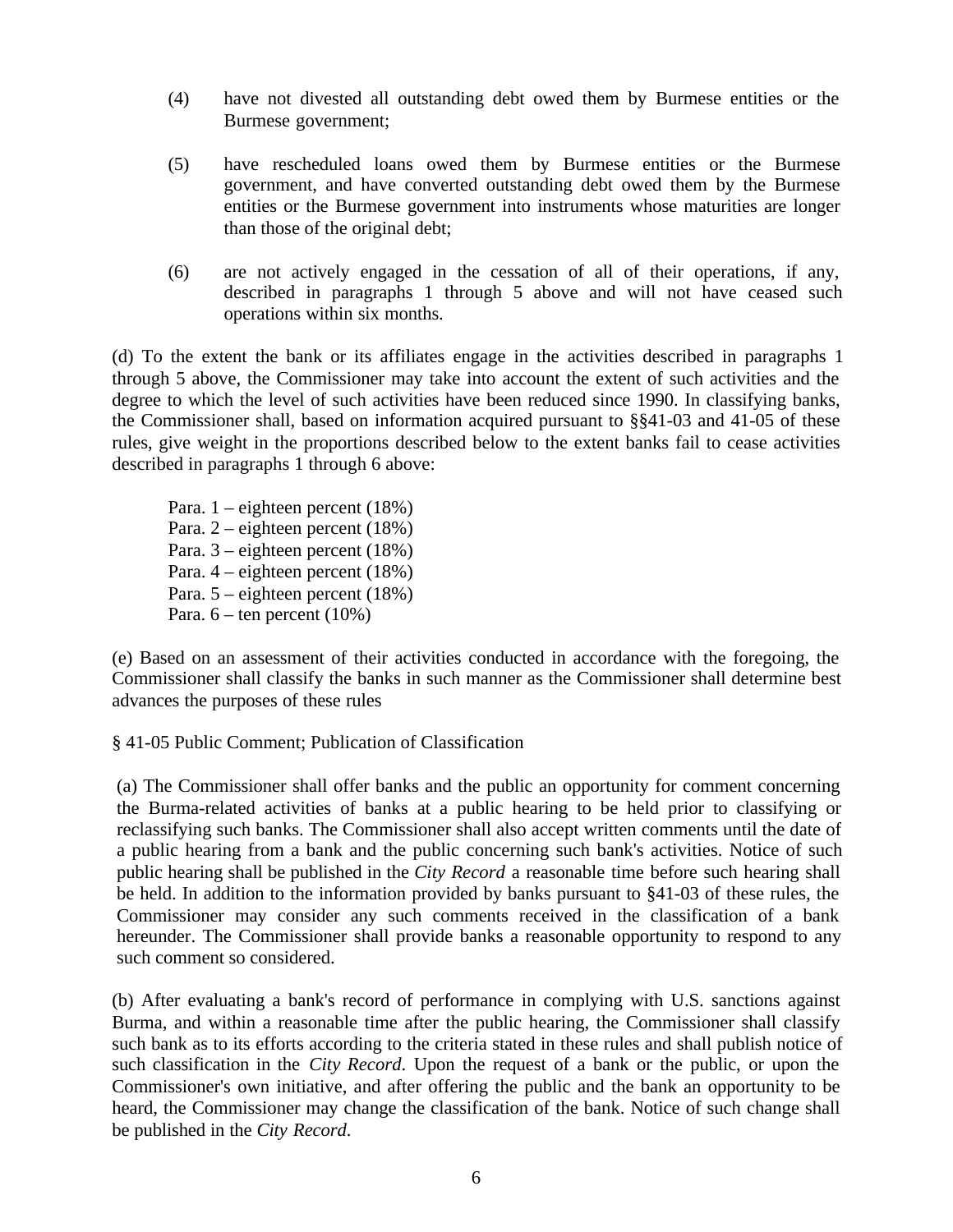(4) have not divested all outstanding debt owed them by Burmese entities or the Burmese government;

(5) have rescheduled loans owed them by Burmese entities or the Burmese government, and have converted outstanding debt owed them by the Burmese entities or the Burmese government into instruments whose maturities are longer than those of the original debt;

(6) are not actively engaged in the cessation of all of their operations, if any, described in paragraphs 1 through 5 above and will not have ceased such operations within six months.

(d) To the extent the bank or its affiliates engage in the activities described in paragraphs 1 through 5 above, the Commissioner may take into account the extent of such activities and the degree to which the level of such activities have been reduced since 1990. In classifying banks, the Commissioner shall, based on information acquired pursuant to §§41-03 and 41-05 of these rules, give weight in the proportions described below to the extent banks fail to cease activities described in paragraphs 1 through 6 above:

Para. 1 – eighteen percent (18%)
Para. 2 – eighteen percent (18%)
Para. 3 – eighteen percent (18%)
Para. 4 – eighteen percent (18%)
Para. 5 – eighteen percent (18%)
Para. 6 – ten percent (10%)

(e) Based on an assessment of their activities conducted in accordance with the foregoing, the Commissioner shall classify the banks in such manner as the Commissioner shall determine best advances the purposes of these rules

§ 41-05 Public Comment; Publication of Classification

(a) The Commissioner shall offer banks and the public an opportunity for comment concerning the Burma-related activities of banks at a public hearing to be held prior to classifying or reclassifying such banks. The Commissioner shall also accept written comments until the date of a public hearing from a bank and the public concerning such bank's activities. Notice of such public hearing shall be published in the *City Record* a reasonable time before such hearing shall be held. In addition to the information provided by banks pursuant to §41-03 of these rules, the Commissioner may consider any such comments received in the classification of a bank hereunder. The Commissioner shall provide banks a reasonable opportunity to respond to any such comment so considered.

(b) After evaluating a bank's record of performance in complying with U.S. sanctions against Burma, and within a reasonable time after the public hearing, the Commissioner shall classify such bank as to its efforts according to the criteria stated in these rules and shall publish notice of such classification in the *City Record*. Upon the request of a bank or the public, or upon the Commissioner's own initiative, and after offering the public and the bank an opportunity to be heard, the Commissioner may change the classification of the bank. Notice of such change shall be published in the *City Record*.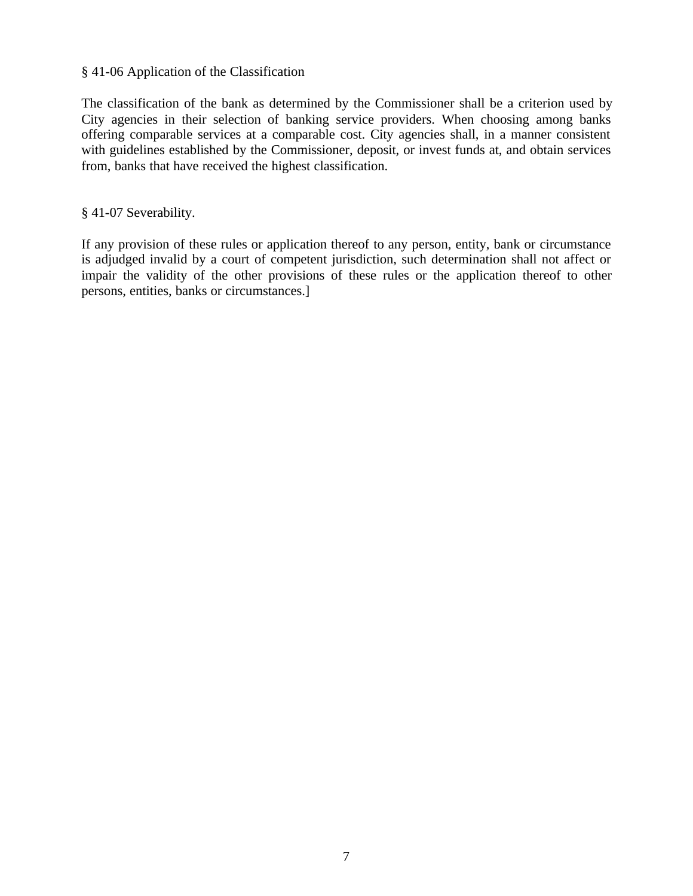§ 41-06 Application of the Classification

The classification of the bank as determined by the Commissioner shall be a criterion used by City agencies in their selection of banking service providers. When choosing among banks offering comparable services at a comparable cost. City agencies shall, in a manner consistent with guidelines established by the Commissioner, deposit, or invest funds at, and obtain services from, banks that have received the highest classification.

§ 41-07 Severability.

If any provision of these rules or application thereof to any person, entity, bank or circumstance is adjudged invalid by a court of competent jurisdiction, such determination shall not affect or impair the validity of the other provisions of these rules or the application thereof to other persons, entities, banks or circumstances.]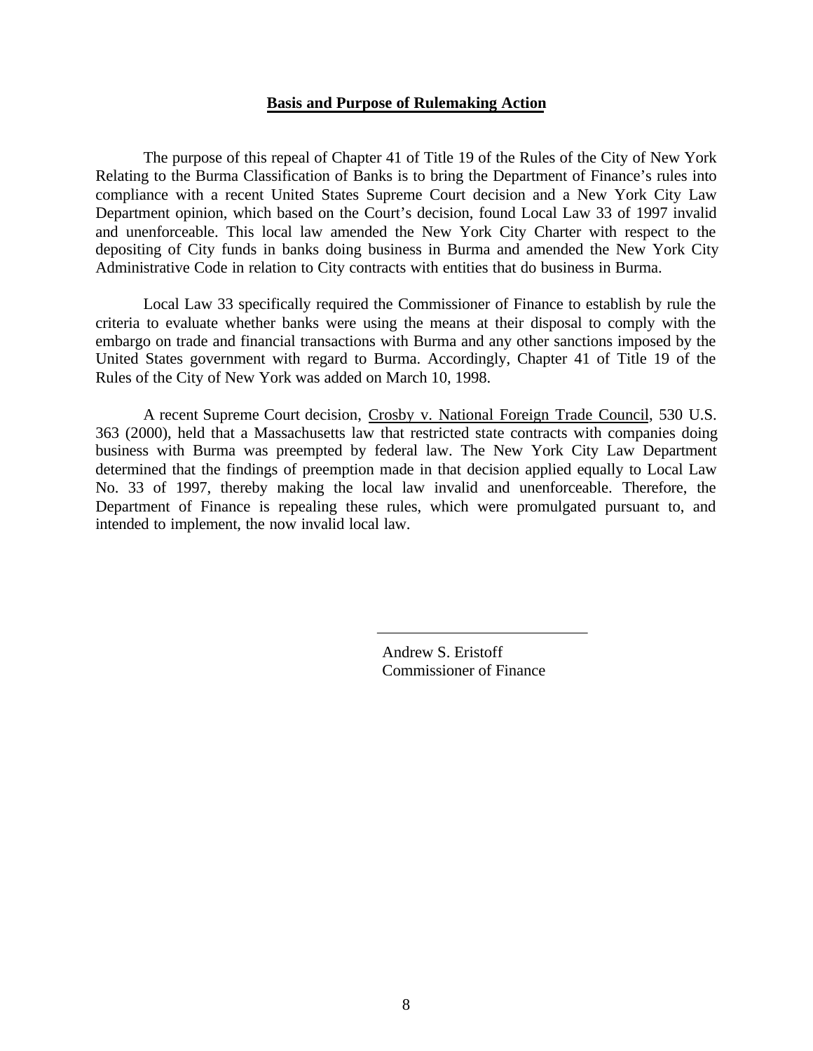**Basis and Purpose of Rulemaking Action**

The purpose of this repeal of Chapter 41 of Title 19 of the Rules of the City of New York Relating to the Burma Classification of Banks is to bring the Department of Finance's rules into compliance with a recent United States Supreme Court decision and a New York City Law Department opinion, which based on the Court's decision, found Local Law 33 of 1997 invalid and unenforceable. This local law amended the New York City Charter with respect to the depositing of City funds in banks doing business in Burma and amended the New York City Administrative Code in relation to City contracts with entities that do business in Burma.

Local Law 33 specifically required the Commissioner of Finance to establish by rule the criteria to evaluate whether banks were using the means at their disposal to comply with the embargo on trade and financial transactions with Burma and any other sanctions imposed by the United States government with regard to Burma. Accordingly, Chapter 41 of Title 19 of the Rules of the City of New York was added on March 10, 1998.

A recent Supreme Court decision, Crosby v. National Foreign Trade Council, 530 U.S. 363 (2000), held that a Massachusetts law that restricted state contracts with companies doing business with Burma was preempted by federal law. The New York City Law Department determined that the findings of preemption made in that decision applied equally to Local Law No. 33 of 1997, thereby making the local law invalid and unenforceable. Therefore, the Department of Finance is repealing these rules, which were promulgated pursuant to, and intended to implement, the now invalid local law.

\_\_\_\_\_\_\_\_\_\_\_\_\_\_\_\_\_\_\_\_\_\_\_\_\_\_\_\_

Andrew S. Eristoff
Commissioner of Finance